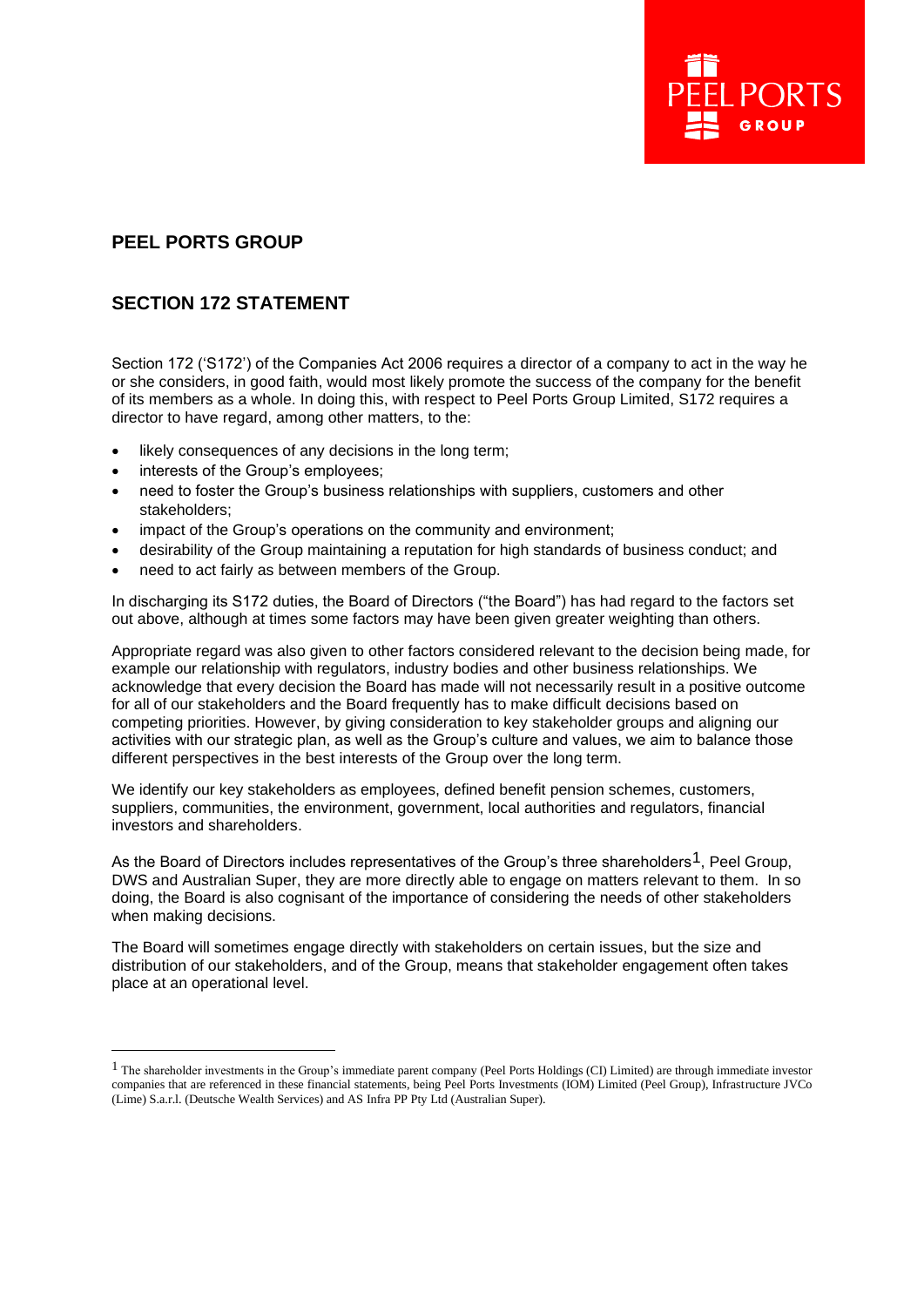# PEEL PORTS GROUP

## SECTION 172 STATEMENT

Section 172 ('S172') of the Companies Act 2006 requires a director of a company to act in the way he or she considers, in good faith, would most likely promote the success of the company for the benefit of its members as a whole. In doing this, with respect to Peel Ports Group Limited, S172 requires a director to have regard, among other matters, to the:

- likely consequences of any decisions in the long term;
- interests of the Group's employees;
- need to foster the Group's business relationships with suppliers, customers and other stakeholders;
- impact of the Group's operations on the community and environment;
- desirability of the Group maintaining a reputation for high standards of business conduct; and
- need to act fairly as between members of the Group.

In discharging its S172 duties, the Board of Directors ("the Board") has had regard to the factors set out above, although at times some factors may have been given greater weighting than others.

Appropriate regard was also given to other factors considered relevant to the decision being made, for example our relationship with regulators, industry bodies and other business relationships. We acknowledge that every decision the Board has made will not necessarily result in a positive outcome for all of our stakeholders and the Board frequently has to make difficult decisions based on competing priorities. However, by giving consideration to key stakeholder groups and aligning our activities with our strategic plan, as well as the Group's culture and values, we aim to balance those different perspectives in the best interests of the Group over the long term.

We identify our key stakeholders as employees, defined benefit pension schemes, customers, suppliers, communities, the environment, government, local authorities and regulators, financial investors and shareholders.

As the Board of Directors includes representatives of the Group's three shareholders[1], Peel Group, DWS and Australian Super, they are more directly able to engage on matters relevant to them. In so doing, the Board is also cognisant of the importance of considering the needs of other stakeholders when making decisions.

The Board will sometimes engage directly with stakeholders on certain issues, but the size and distribution of our stakeholders, and of the Group, means that stakeholder engagement often takes place at an operational level.

---

[1] The shareholder investments in the Group's immediate parent company (Peel Ports Holdings (CI) Limited) are through immediate investor companies that are referenced in these financial statements, being Peel Ports Investments (IOM) Limited (Peel Group), Infrastructure JVCo (Lime) S.a.r.l. (Deutsche Wealth Services) and AS Infra PP Pty Ltd (Australian Super).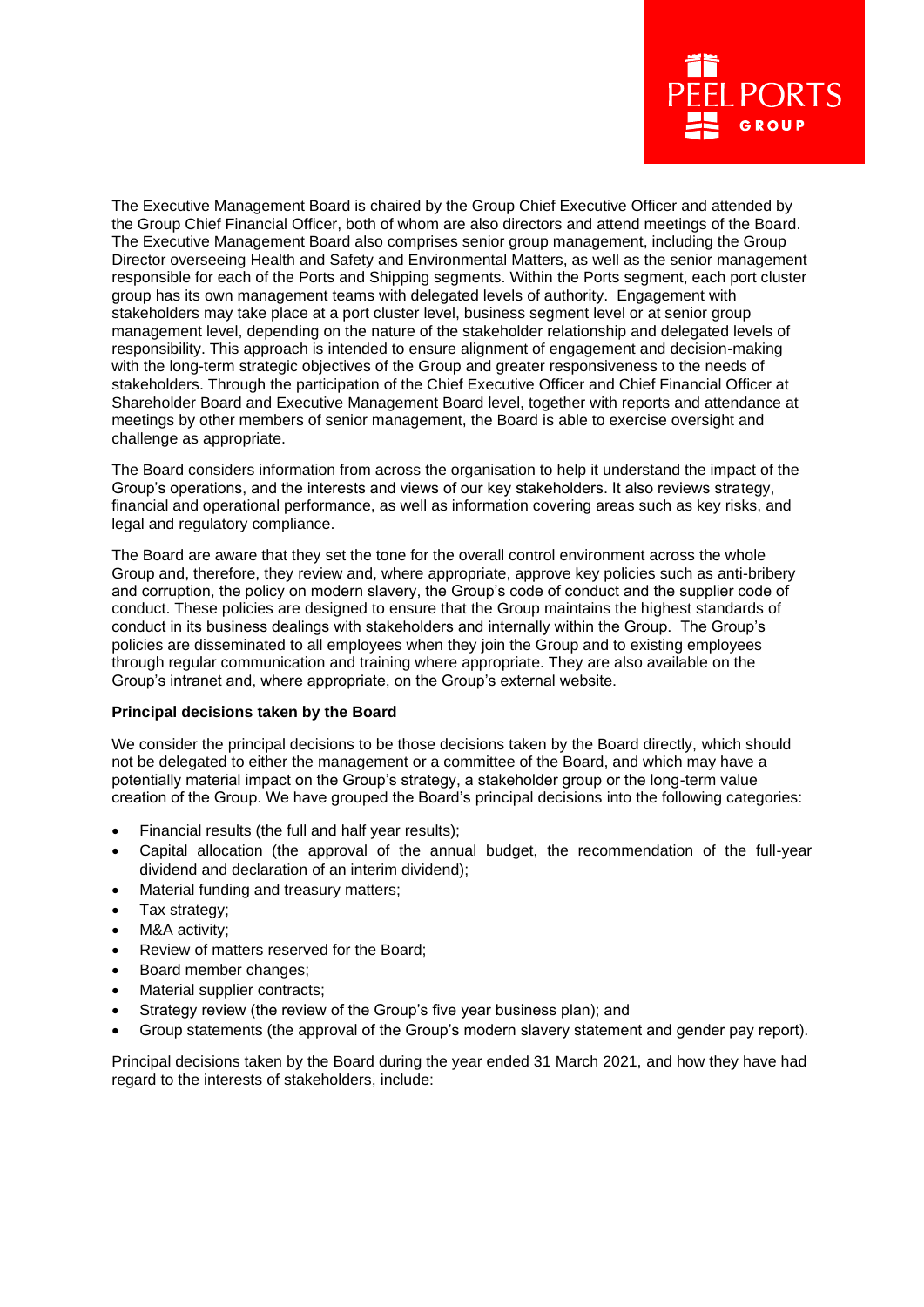The Executive Management Board is chaired by the Group Chief Executive Officer and attended by the Group Chief Financial Officer, both of whom are also directors and attend meetings of the Board. The Executive Management Board also comprises senior group management, including the Group Director overseeing Health and Safety and Environmental Matters, as well as the senior management responsible for each of the Ports and Shipping segments. Within the Ports segment, each port cluster group has its own management teams with delegated levels of authority. Engagement with stakeholders may take place at a port cluster level, business segment level or at senior group management level, depending on the nature of the stakeholder relationship and delegated levels of responsibility. This approach is intended to ensure alignment of engagement and decision-making with the long-term strategic objectives of the Group and greater responsiveness to the needs of stakeholders. Through the participation of the Chief Executive Officer and Chief Financial Officer at Shareholder Board and Executive Management Board level, together with reports and attendance at meetings by other members of senior management, the Board is able to exercise oversight and challenge as appropriate.

The Board considers information from across the organisation to help it understand the impact of the Group's operations, and the interests and views of our key stakeholders. It also reviews strategy, financial and operational performance, as well as information covering areas such as key risks, and legal and regulatory compliance.

The Board are aware that they set the tone for the overall control environment across the whole Group and, therefore, they review and, where appropriate, approve key policies such as anti-bribery and corruption, the policy on modern slavery, the Group's code of conduct and the supplier code of conduct. These policies are designed to ensure that the Group maintains the highest standards of conduct in its business dealings with stakeholders and internally within the Group. The Group's policies are disseminated to all employees when they join the Group and to existing employees through regular communication and training where appropriate. They are also available on the Group's intranet and, where appropriate, on the Group's external website.

**Principal decisions taken by the Board**

We consider the principal decisions to be those decisions taken by the Board directly, which should not be delegated to either the management or a committee of the Board, and which may have a potentially material impact on the Group's strategy, a stakeholder group or the long-term value creation of the Group. We have grouped the Board's principal decisions into the following categories:

- Financial results (the full and half year results);
- Capital allocation (the approval of the annual budget, the recommendation of the full-year dividend and declaration of an interim dividend);
- Material funding and treasury matters;
- Tax strategy;
- M&A activity;
- Review of matters reserved for the Board;
- Board member changes;
- Material supplier contracts;
- Strategy review (the review of the Group's five year business plan); and
- Group statements (the approval of the Group's modern slavery statement and gender pay report).

Principal decisions taken by the Board during the year ended 31 March 2021, and how they have had regard to the interests of stakeholders, include: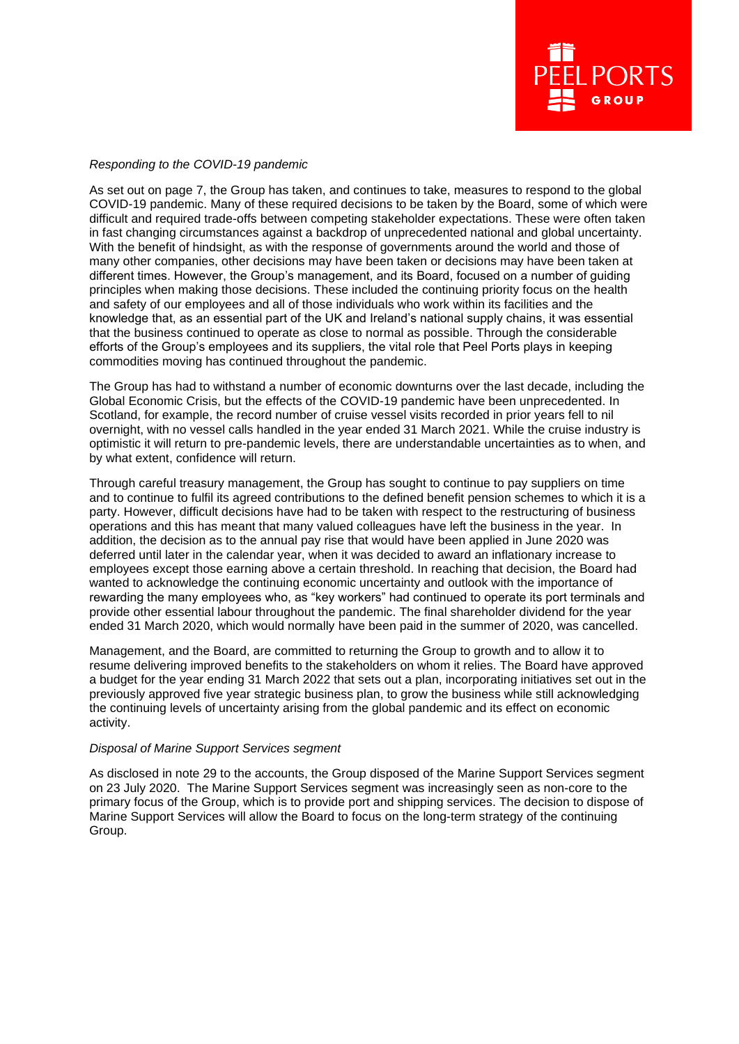*Responding to the COVID-19 pandemic*

As set out on page 7, the Group has taken, and continues to take, measures to respond to the global COVID-19 pandemic. Many of these required decisions to be taken by the Board, some of which were difficult and required trade-offs between competing stakeholder expectations. These were often taken in fast changing circumstances against a backdrop of unprecedented national and global uncertainty. With the benefit of hindsight, as with the response of governments around the world and those of many other companies, other decisions may have been taken or decisions may have been taken at different times. However, the Group's management, and its Board, focused on a number of guiding principles when making those decisions. These included the continuing priority focus on the health and safety of our employees and all of those individuals who work within its facilities and the knowledge that, as an essential part of the UK and Ireland's national supply chains, it was essential that the business continued to operate as close to normal as possible. Through the considerable efforts of the Group's employees and its suppliers, the vital role that Peel Ports plays in keeping commodities moving has continued throughout the pandemic.

The Group has had to withstand a number of economic downturns over the last decade, including the Global Economic Crisis, but the effects of the COVID-19 pandemic have been unprecedented. In Scotland, for example, the record number of cruise vessel visits recorded in prior years fell to nil overnight, with no vessel calls handled in the year ended 31 March 2021. While the cruise industry is optimistic it will return to pre-pandemic levels, there are understandable uncertainties as to when, and by what extent, confidence will return.

Through careful treasury management, the Group has sought to continue to pay suppliers on time and to continue to fulfil its agreed contributions to the defined benefit pension schemes to which it is a party. However, difficult decisions have had to be taken with respect to the restructuring of business operations and this has meant that many valued colleagues have left the business in the year. In addition, the decision as to the annual pay rise that would have been applied in June 2020 was deferred until later in the calendar year, when it was decided to award an inflationary increase to employees except those earning above a certain threshold. In reaching that decision, the Board had wanted to acknowledge the continuing economic uncertainty and outlook with the importance of rewarding the many employees who, as "key workers" had continued to operate its port terminals and provide other essential labour throughout the pandemic. The final shareholder dividend for the year ended 31 March 2020, which would normally have been paid in the summer of 2020, was cancelled.

Management, and the Board, are committed to returning the Group to growth and to allow it to resume delivering improved benefits to the stakeholders on whom it relies. The Board have approved a budget for the year ending 31 March 2022 that sets out a plan, incorporating initiatives set out in the previously approved five year strategic business plan, to grow the business while still acknowledging the continuing levels of uncertainty arising from the global pandemic and its effect on economic activity.

*Disposal of Marine Support Services segment*

As disclosed in note 29 to the accounts, the Group disposed of the Marine Support Services segment on 23 July 2020. The Marine Support Services segment was increasingly seen as non-core to the primary focus of the Group, which is to provide port and shipping services. The decision to dispose of Marine Support Services will allow the Board to focus on the long-term strategy of the continuing Group.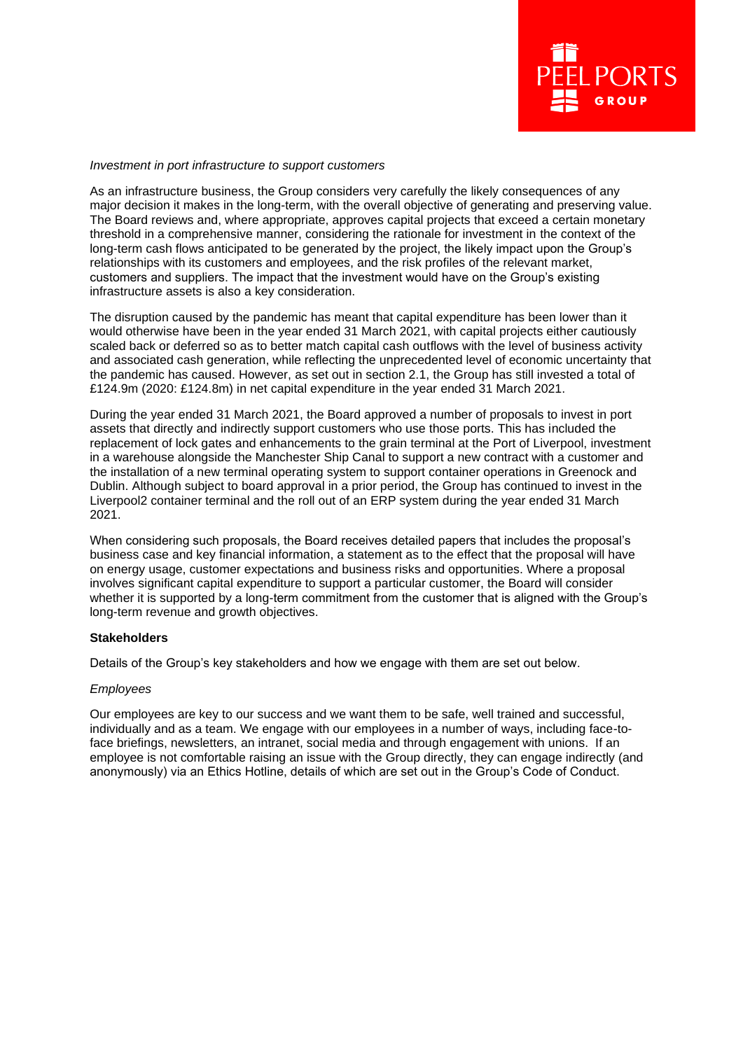*Investment in port infrastructure to support customers*

As an infrastructure business, the Group considers very carefully the likely consequences of any major decision it makes in the long-term, with the overall objective of generating and preserving value. The Board reviews and, where appropriate, approves capital projects that exceed a certain monetary threshold in a comprehensive manner, considering the rationale for investment in the context of the long-term cash flows anticipated to be generated by the project, the likely impact upon the Group's relationships with its customers and employees, and the risk profiles of the relevant market, customers and suppliers. The impact that the investment would have on the Group's existing infrastructure assets is also a key consideration.

The disruption caused by the pandemic has meant that capital expenditure has been lower than it would otherwise have been in the year ended 31 March 2021, with capital projects either cautiously scaled back or deferred so as to better match capital cash outflows with the level of business activity and associated cash generation, while reflecting the unprecedented level of economic uncertainty that the pandemic has caused. However, as set out in section 2.1, the Group has still invested a total of £124.9m (2020: £124.8m) in net capital expenditure in the year ended 31 March 2021.

During the year ended 31 March 2021, the Board approved a number of proposals to invest in port assets that directly and indirectly support customers who use those ports. This has included the replacement of lock gates and enhancements to the grain terminal at the Port of Liverpool, investment in a warehouse alongside the Manchester Ship Canal to support a new contract with a customer and the installation of a new terminal operating system to support container operations in Greenock and Dublin. Although subject to board approval in a prior period, the Group has continued to invest in the Liverpool2 container terminal and the roll out of an ERP system during the year ended 31 March 2021.

When considering such proposals, the Board receives detailed papers that includes the proposal's business case and key financial information, a statement as to the effect that the proposal will have on energy usage, customer expectations and business risks and opportunities. Where a proposal involves significant capital expenditure to support a particular customer, the Board will consider whether it is supported by a long-term commitment from the customer that is aligned with the Group's long-term revenue and growth objectives.

**Stakeholders**

Details of the Group's key stakeholders and how we engage with them are set out below.

*Employees*

Our employees are key to our success and we want them to be safe, well trained and successful, individually and as a team. We engage with our employees in a number of ways, including face-to-face briefings, newsletters, an intranet, social media and through engagement with unions. If an employee is not comfortable raising an issue with the Group directly, they can engage indirectly (and anonymously) via an Ethics Hotline, details of which are set out in the Group's Code of Conduct.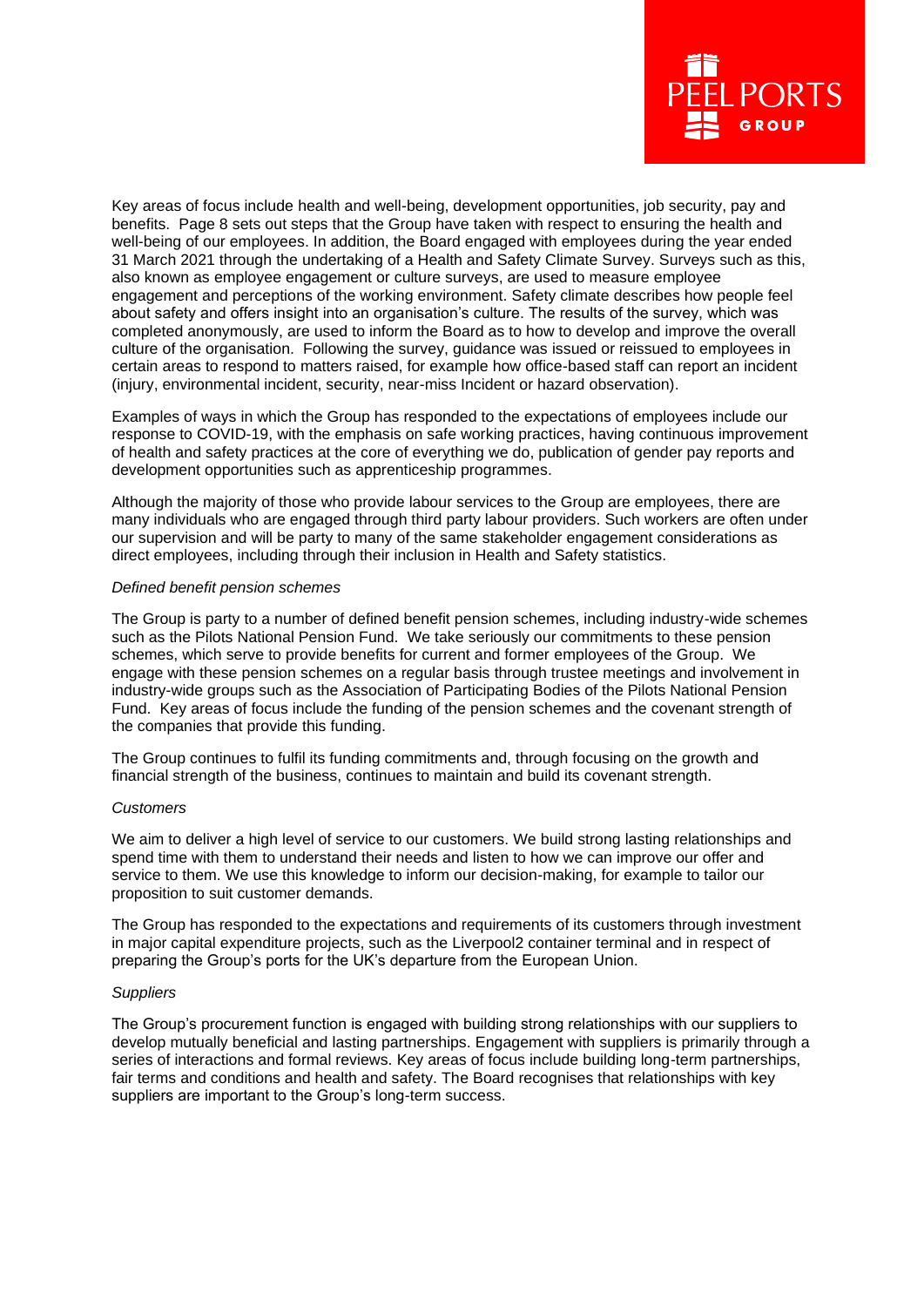Key areas of focus include health and well-being, development opportunities, job security, pay and benefits. Page 8 sets out steps that the Group have taken with respect to ensuring the health and well-being of our employees. In addition, the Board engaged with employees during the year ended 31 March 2021 through the undertaking of a Health and Safety Climate Survey. Surveys such as this, also known as employee engagement or culture surveys, are used to measure employee engagement and perceptions of the working environment. Safety climate describes how people feel about safety and offers insight into an organisation's culture. The results of the survey, which was completed anonymously, are used to inform the Board as to how to develop and improve the overall culture of the organisation. Following the survey, guidance was issued or reissued to employees in certain areas to respond to matters raised, for example how office-based staff can report an incident (injury, environmental incident, security, near-miss Incident or hazard observation).

Examples of ways in which the Group has responded to the expectations of employees include our response to COVID-19, with the emphasis on safe working practices, having continuous improvement of health and safety practices at the core of everything we do, publication of gender pay reports and development opportunities such as apprenticeship programmes.

Although the majority of those who provide labour services to the Group are employees, there are many individuals who are engaged through third party labour providers. Such workers are often under our supervision and will be party to many of the same stakeholder engagement considerations as direct employees, including through their inclusion in Health and Safety statistics.

*Defined benefit pension schemes*

The Group is party to a number of defined benefit pension schemes, including industry-wide schemes such as the Pilots National Pension Fund. We take seriously our commitments to these pension schemes, which serve to provide benefits for current and former employees of the Group. We engage with these pension schemes on a regular basis through trustee meetings and involvement in industry-wide groups such as the Association of Participating Bodies of the Pilots National Pension Fund. Key areas of focus include the funding of the pension schemes and the covenant strength of the companies that provide this funding.

The Group continues to fulfil its funding commitments and, through focusing on the growth and financial strength of the business, continues to maintain and build its covenant strength.

*Customers*

We aim to deliver a high level of service to our customers. We build strong lasting relationships and spend time with them to understand their needs and listen to how we can improve our offer and service to them. We use this knowledge to inform our decision-making, for example to tailor our proposition to suit customer demands.

The Group has responded to the expectations and requirements of its customers through investment in major capital expenditure projects, such as the Liverpool2 container terminal and in respect of preparing the Group's ports for the UK's departure from the European Union.

*Suppliers*

The Group's procurement function is engaged with building strong relationships with our suppliers to develop mutually beneficial and lasting partnerships. Engagement with suppliers is primarily through a series of interactions and formal reviews. Key areas of focus include building long-term partnerships, fair terms and conditions and health and safety. The Board recognises that relationships with key suppliers are important to the Group's long-term success.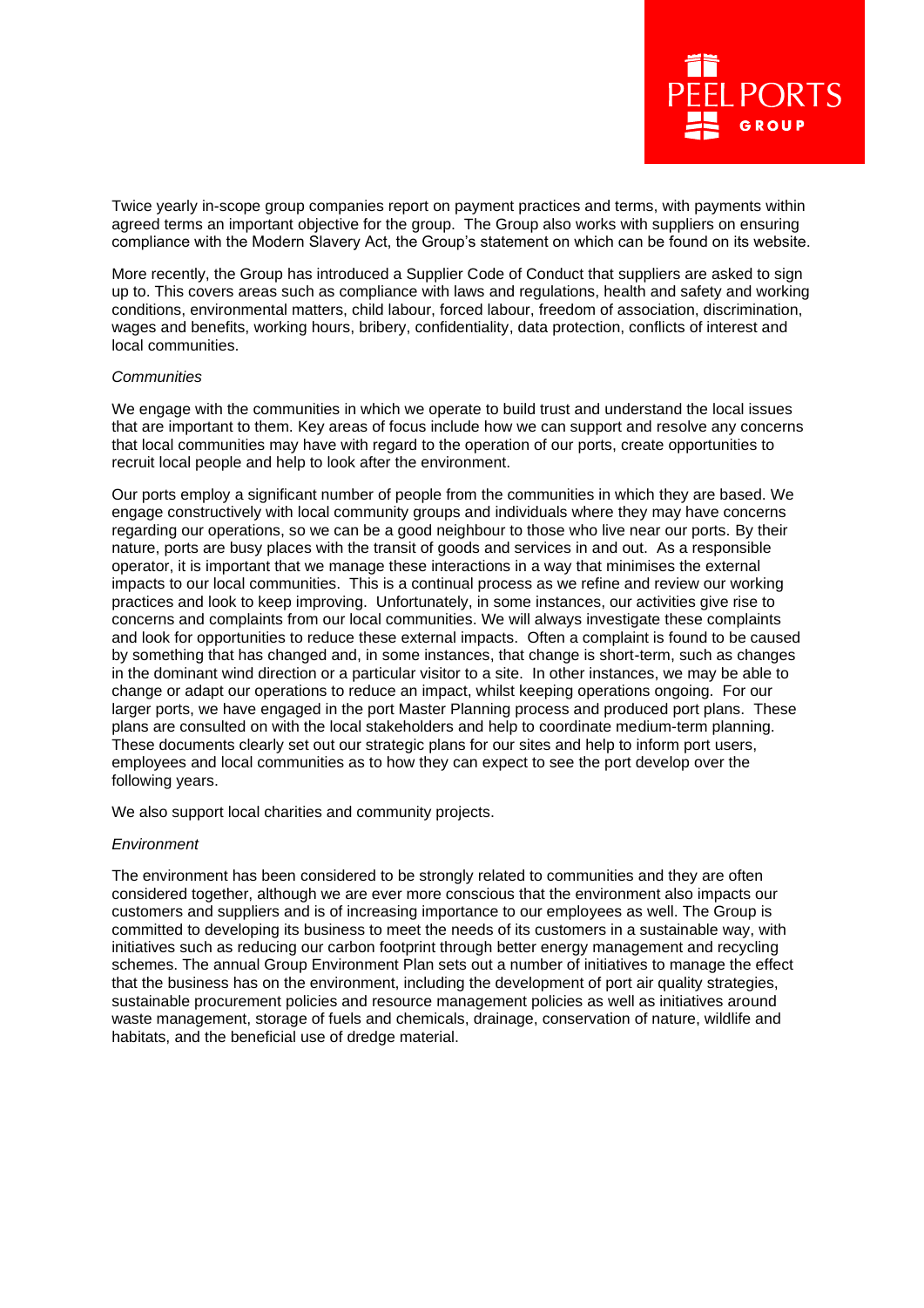Twice yearly in-scope group companies report on payment practices and terms, with payments within agreed terms an important objective for the group. The Group also works with suppliers on ensuring compliance with the Modern Slavery Act, the Group's statement on which can be found on its website.

More recently, the Group has introduced a Supplier Code of Conduct that suppliers are asked to sign up to. This covers areas such as compliance with laws and regulations, health and safety and working conditions, environmental matters, child labour, forced labour, freedom of association, discrimination, wages and benefits, working hours, bribery, confidentiality, data protection, conflicts of interest and local communities.

*Communities*

We engage with the communities in which we operate to build trust and understand the local issues that are important to them. Key areas of focus include how we can support and resolve any concerns that local communities may have with regard to the operation of our ports, create opportunities to recruit local people and help to look after the environment.

Our ports employ a significant number of people from the communities in which they are based. We engage constructively with local community groups and individuals where they may have concerns regarding our operations, so we can be a good neighbour to those who live near our ports. By their nature, ports are busy places with the transit of goods and services in and out. As a responsible operator, it is important that we manage these interactions in a way that minimises the external impacts to our local communities. This is a continual process as we refine and review our working practices and look to keep improving. Unfortunately, in some instances, our activities give rise to concerns and complaints from our local communities. We will always investigate these complaints and look for opportunities to reduce these external impacts. Often a complaint is found to be caused by something that has changed and, in some instances, that change is short-term, such as changes in the dominant wind direction or a particular visitor to a site. In other instances, we may be able to change or adapt our operations to reduce an impact, whilst keeping operations ongoing. For our larger ports, we have engaged in the port Master Planning process and produced port plans. These plans are consulted on with the local stakeholders and help to coordinate medium-term planning. These documents clearly set out our strategic plans for our sites and help to inform port users, employees and local communities as to how they can expect to see the port develop over the following years.

We also support local charities and community projects.

*Environment*

The environment has been considered to be strongly related to communities and they are often considered together, although we are ever more conscious that the environment also impacts our customers and suppliers and is of increasing importance to our employees as well. The Group is committed to developing its business to meet the needs of its customers in a sustainable way, with initiatives such as reducing our carbon footprint through better energy management and recycling schemes. The annual Group Environment Plan sets out a number of initiatives to manage the effect that the business has on the environment, including the development of port air quality strategies, sustainable procurement policies and resource management policies as well as initiatives around waste management, storage of fuels and chemicals, drainage, conservation of nature, wildlife and habitats, and the beneficial use of dredge material.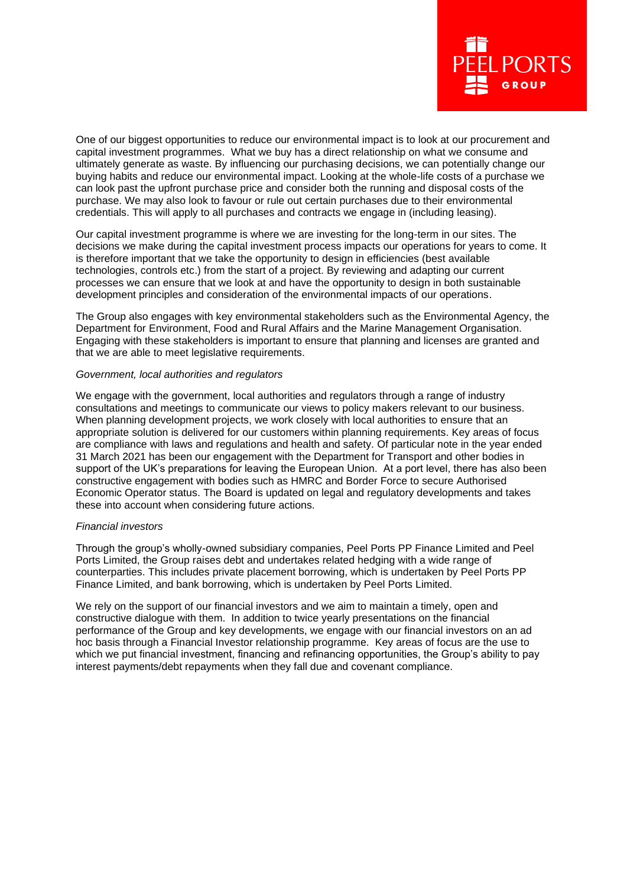One of our biggest opportunities to reduce our environmental impact is to look at our procurement and capital investment programmes. What we buy has a direct relationship on what we consume and ultimately generate as waste. By influencing our purchasing decisions, we can potentially change our buying habits and reduce our environmental impact. Looking at the whole-life costs of a purchase we can look past the upfront purchase price and consider both the running and disposal costs of the purchase. We may also look to favour or rule out certain purchases due to their environmental credentials. This will apply to all purchases and contracts we engage in (including leasing).

Our capital investment programme is where we are investing for the long-term in our sites. The decisions we make during the capital investment process impacts our operations for years to come. It is therefore important that we take the opportunity to design in efficiencies (best available technologies, controls etc.) from the start of a project. By reviewing and adapting our current processes we can ensure that we look at and have the opportunity to design in both sustainable development principles and consideration of the environmental impacts of our operations.

The Group also engages with key environmental stakeholders such as the Environmental Agency, the Department for Environment, Food and Rural Affairs and the Marine Management Organisation. Engaging with these stakeholders is important to ensure that planning and licenses are granted and that we are able to meet legislative requirements.

*Government, local authorities and regulators*

We engage with the government, local authorities and regulators through a range of industry consultations and meetings to communicate our views to policy makers relevant to our business. When planning development projects, we work closely with local authorities to ensure that an appropriate solution is delivered for our customers within planning requirements. Key areas of focus are compliance with laws and regulations and health and safety. Of particular note in the year ended 31 March 2021 has been our engagement with the Department for Transport and other bodies in support of the UK's preparations for leaving the European Union. At a port level, there has also been constructive engagement with bodies such as HMRC and Border Force to secure Authorised Economic Operator status. The Board is updated on legal and regulatory developments and takes these into account when considering future actions.

*Financial investors*

Through the group's wholly-owned subsidiary companies, Peel Ports PP Finance Limited and Peel Ports Limited, the Group raises debt and undertakes related hedging with a wide range of counterparties. This includes private placement borrowing, which is undertaken by Peel Ports PP Finance Limited, and bank borrowing, which is undertaken by Peel Ports Limited.

We rely on the support of our financial investors and we aim to maintain a timely, open and constructive dialogue with them. In addition to twice yearly presentations on the financial performance of the Group and key developments, we engage with our financial investors on an ad hoc basis through a Financial Investor relationship programme. Key areas of focus are the use to which we put financial investment, financing and refinancing opportunities, the Group's ability to pay interest payments/debt repayments when they fall due and covenant compliance.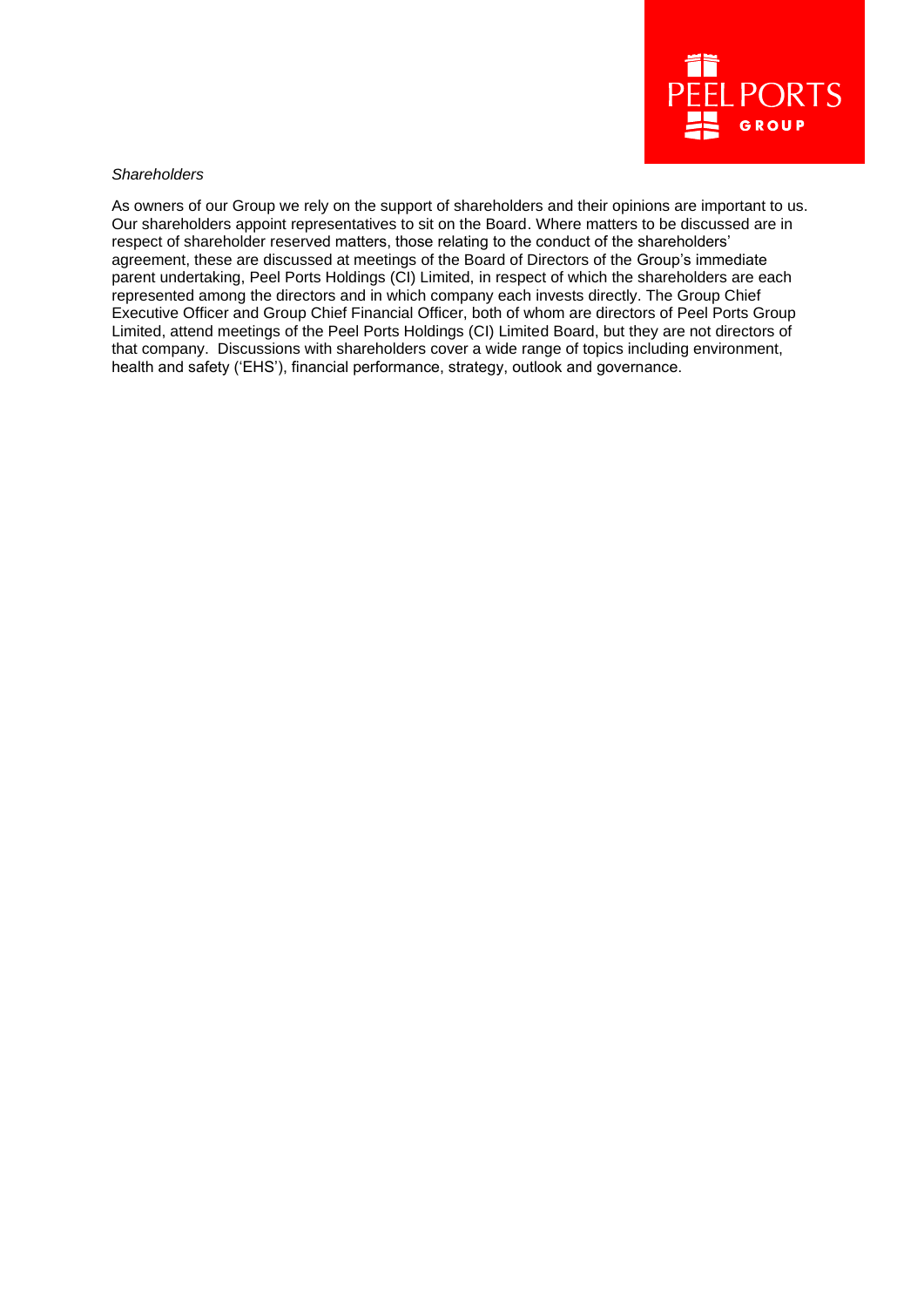*Shareholders*

As owners of our Group we rely on the support of shareholders and their opinions are important to us. Our shareholders appoint representatives to sit on the Board. Where matters to be discussed are in respect of shareholder reserved matters, those relating to the conduct of the shareholders' agreement, these are discussed at meetings of the Board of Directors of the Group's immediate parent undertaking, Peel Ports Holdings (CI) Limited, in respect of which the shareholders are each represented among the directors and in which company each invests directly. The Group Chief Executive Officer and Group Chief Financial Officer, both of whom are directors of Peel Ports Group Limited, attend meetings of the Peel Ports Holdings (CI) Limited Board, but they are not directors of that company. Discussions with shareholders cover a wide range of topics including environment, health and safety ('EHS'), financial performance, strategy, outlook and governance.